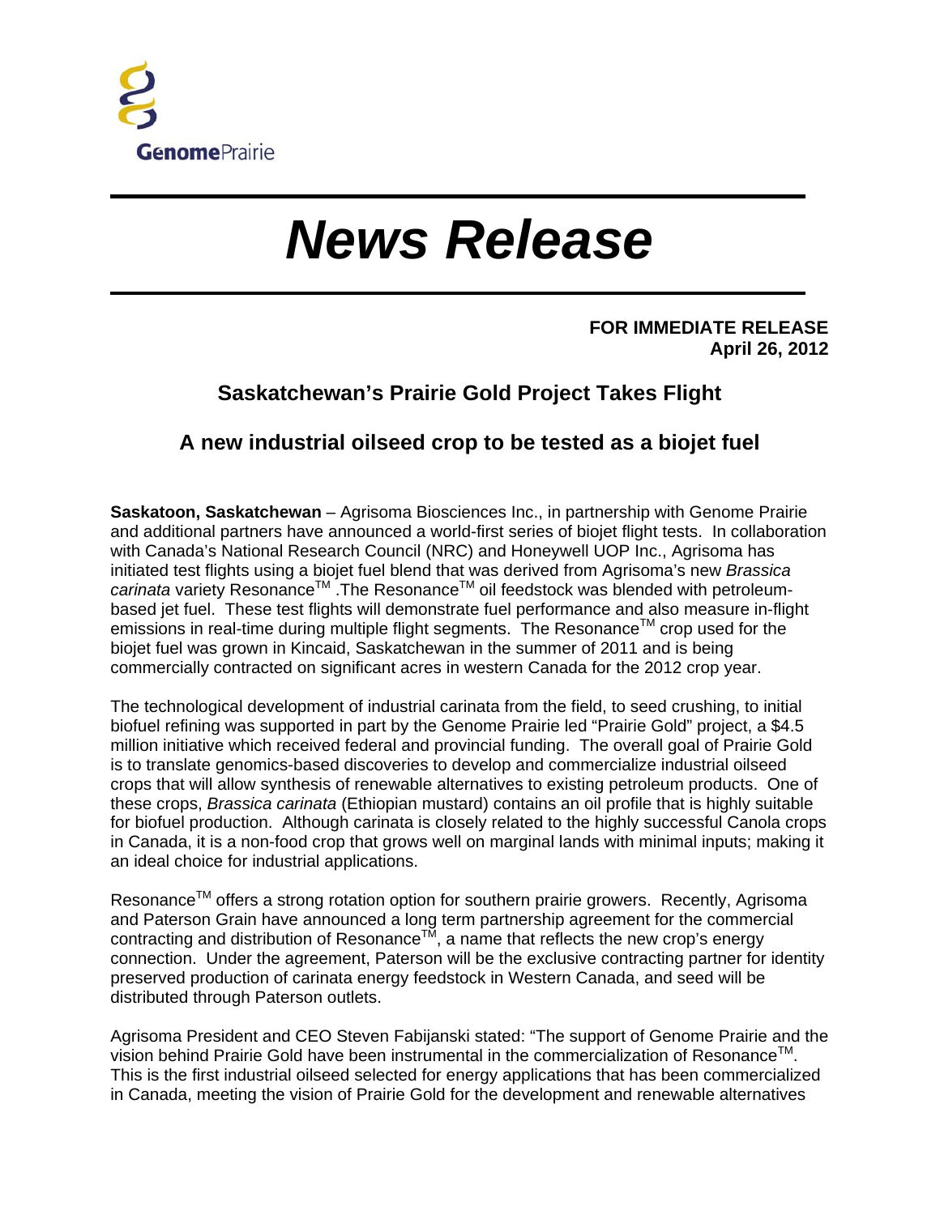GenomePrairie

# News Release

**FOR IMMEDIATE RELEASE**
**April 26, 2012**

## Saskatchewan's Prairie Gold Project Takes Flight

### A new industrial oilseed crop to be tested as a biojet fuel

**Saskatoon, Saskatchewan** – Agrisoma Biosciences Inc., in partnership with Genome Prairie and additional partners have announced a world-first series of biojet flight tests. In collaboration with Canada's National Research Council (NRC) and Honeywell UOP Inc., Agrisoma has initiated test flights using a biojet fuel blend that was derived from Agrisoma's new *Brassica carinata* variety Resonance™ .The Resonance™ oil feedstock was blended with petroleum-based jet fuel. These test flights will demonstrate fuel performance and also measure in-flight emissions in real-time during multiple flight segments. The Resonance™ crop used for the biojet fuel was grown in Kincaid, Saskatchewan in the summer of 2011 and is being commercially contracted on significant acres in western Canada for the 2012 crop year.

The technological development of industrial carinata from the field, to seed crushing, to initial biofuel refining was supported in part by the Genome Prairie led "Prairie Gold" project, a $4.5 million initiative which received federal and provincial funding. The overall goal of Prairie Gold is to translate genomics-based discoveries to develop and commercialize industrial oilseed crops that will allow synthesis of renewable alternatives to existing petroleum products. One of these crops, *Brassica carinata* (Ethiopian mustard) contains an oil profile that is highly suitable for biofuel production. Although carinata is closely related to the highly successful Canola crops in Canada, it is a non-food crop that grows well on marginal lands with minimal inputs; making it an ideal choice for industrial applications.

Resonance™ offers a strong rotation option for southern prairie growers. Recently, Agrisoma and Paterson Grain have announced a long term partnership agreement for the commercial contracting and distribution of Resonance™, a name that reflects the new crop's energy connection. Under the agreement, Paterson will be the exclusive contracting partner for identity preserved production of carinata energy feedstock in Western Canada, and seed will be distributed through Paterson outlets.

Agrisoma President and CEO Steven Fabijanski stated: "The support of Genome Prairie and the vision behind Prairie Gold have been instrumental in the commercialization of Resonance™. This is the first industrial oilseed selected for energy applications that has been commercialized in Canada, meeting the vision of Prairie Gold for the development and renewable alternatives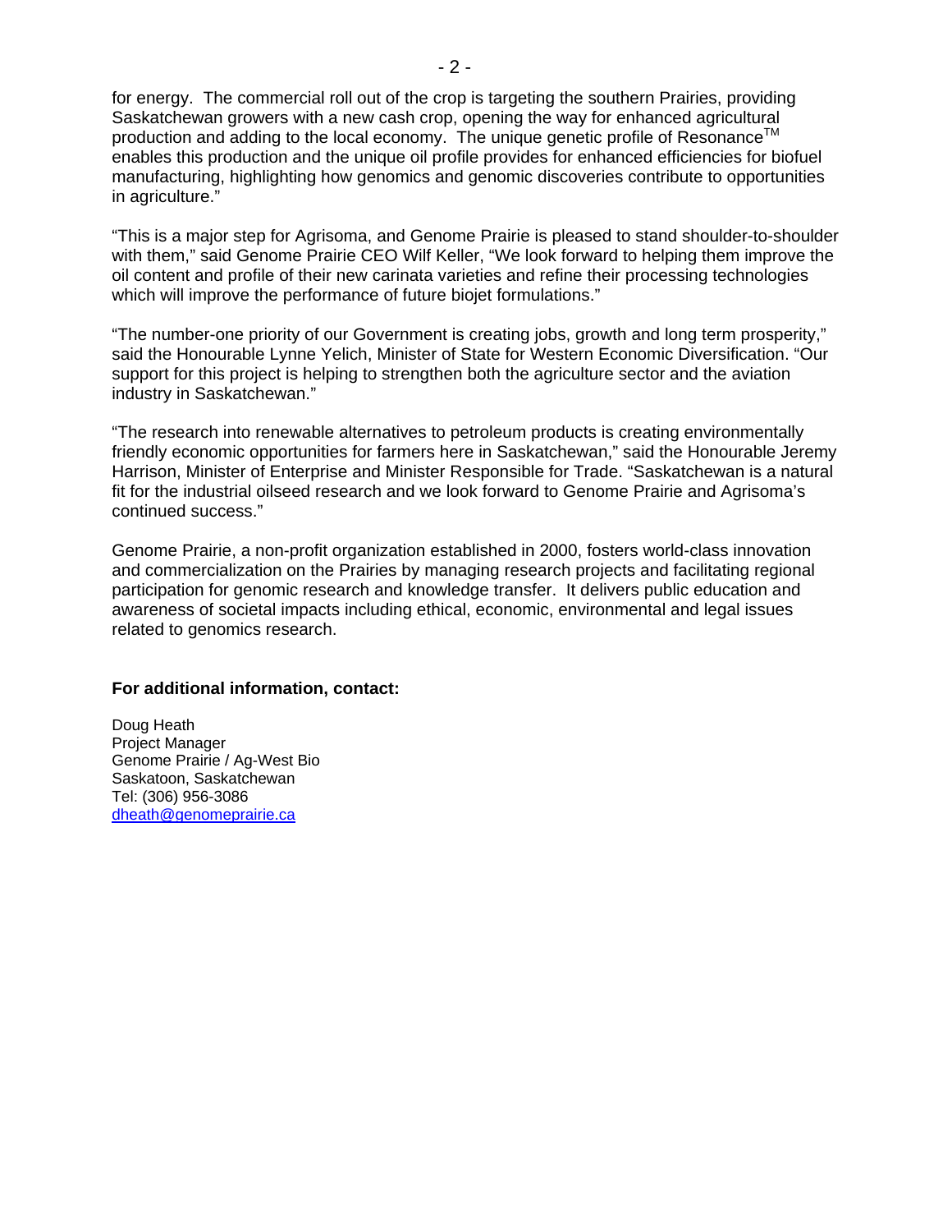for energy. The commercial roll out of the crop is targeting the southern Prairies, providing Saskatchewan growers with a new cash crop, opening the way for enhanced agricultural production and adding to the local economy. The unique genetic profile of Resonance™ enables this production and the unique oil profile provides for enhanced efficiencies for biofuel manufacturing, highlighting how genomics and genomic discoveries contribute to opportunities in agriculture."

"This is a major step for Agrisoma, and Genome Prairie is pleased to stand shoulder-to-shoulder with them," said Genome Prairie CEO Wilf Keller, "We look forward to helping them improve the oil content and profile of their new carinata varieties and refine their processing technologies which will improve the performance of future biojet formulations."

"The number-one priority of our Government is creating jobs, growth and long term prosperity," said the Honourable Lynne Yelich, Minister of State for Western Economic Diversification. "Our support for this project is helping to strengthen both the agriculture sector and the aviation industry in Saskatchewan."

"The research into renewable alternatives to petroleum products is creating environmentally friendly economic opportunities for farmers here in Saskatchewan," said the Honourable Jeremy Harrison, Minister of Enterprise and Minister Responsible for Trade. "Saskatchewan is a natural fit for the industrial oilseed research and we look forward to Genome Prairie and Agrisoma's continued success."

Genome Prairie, a non-profit organization established in 2000, fosters world-class innovation and commercialization on the Prairies by managing research projects and facilitating regional participation for genomic research and knowledge transfer. It delivers public education and awareness of societal impacts including ethical, economic, environmental and legal issues related to genomics research.

**For additional information, contact:**

Doug Heath
Project Manager
Genome Prairie / Ag-West Bio
Saskatoon, Saskatchewan
Tel: (306) 956-3086
dheath@genomeprairie.ca